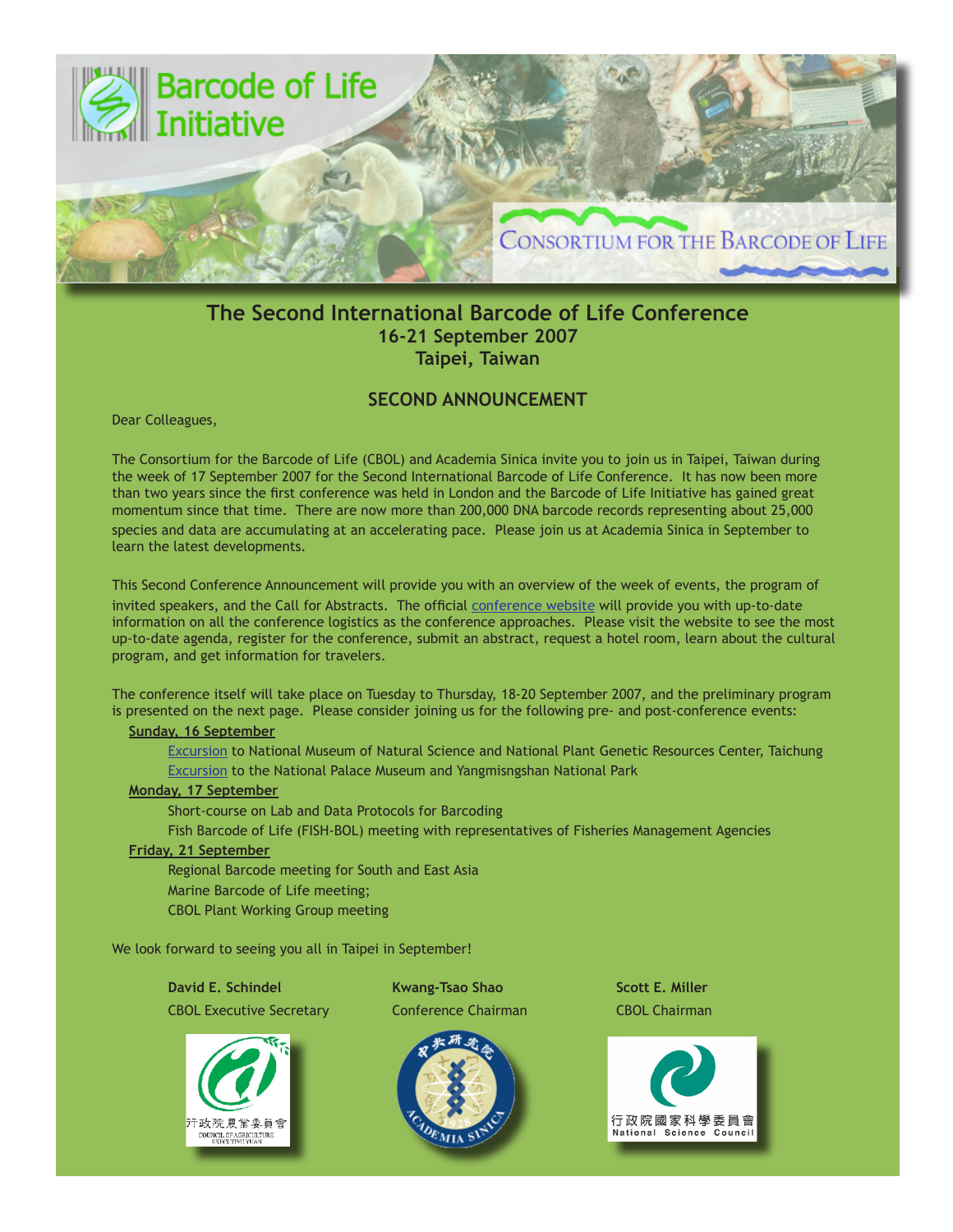Barcode of Life Initiative

Consortium for the Barcode of Life

# The Second International Barcode of Life Conference

## 16-21 September 2007
## Taipei, Taiwan

## SECOND ANNOUNCEMENT

Dear Colleagues,

The Consortium for the Barcode of Life (CBOL) and Academia Sinica invite you to join us in Taipei, Taiwan during the week of 17 September 2007 for the Second International Barcode of Life Conference. It has now been more than two years since the first conference was held in London and the Barcode of Life Initiative has gained great momentum since that time. There are now more than 200,000 DNA barcode records representing about 25,000 species and data are accumulating at an accelerating pace. Please join us at Academia Sinica in September to learn the latest developments.

This Second Conference Announcement will provide you with an overview of the week of events, the program of invited speakers, and the Call for Abstracts. The official conference website will provide you with up-to-date information on all the conference logistics as the conference approaches. Please visit the website to see the most up-to-date agenda, register for the conference, submit an abstract, request a hotel room, learn about the cultural program, and get information for travelers.

The conference itself will take place on Tuesday to Thursday, 18-20 September 2007, and the preliminary program is presented on the next page. Please consider joining us for the following pre- and post-conference events:

**Sunday, 16 September**

- Excursion to National Museum of Natural Science and National Plant Genetic Resources Center, Taichung
- Excursion to the National Palace Museum and Yangmisngshan National Park

**Monday, 17 September**

- Short-course on Lab and Data Protocols for Barcoding
- Fish Barcode of Life (FISH-BOL) meeting with representatives of Fisheries Management Agencies

**Friday, 21 September**

- Regional Barcode meeting for South and East Asia
- Marine Barcode of Life meeting;
- CBOL Plant Working Group meeting

We look forward to seeing you all in Taipei in September!

**David E. Schindel**
CBOL Executive Secretary

**Kwang-Tsao Shao**
Conference Chairman

**Scott E. Miller**
CBOL Chairman

行政院農業委員會 COUNCIL OF AGRICULTURE EXECUTIVE YUAN

ACADEMIA SINICA 1928

行政院國家科學委員會 National Science Council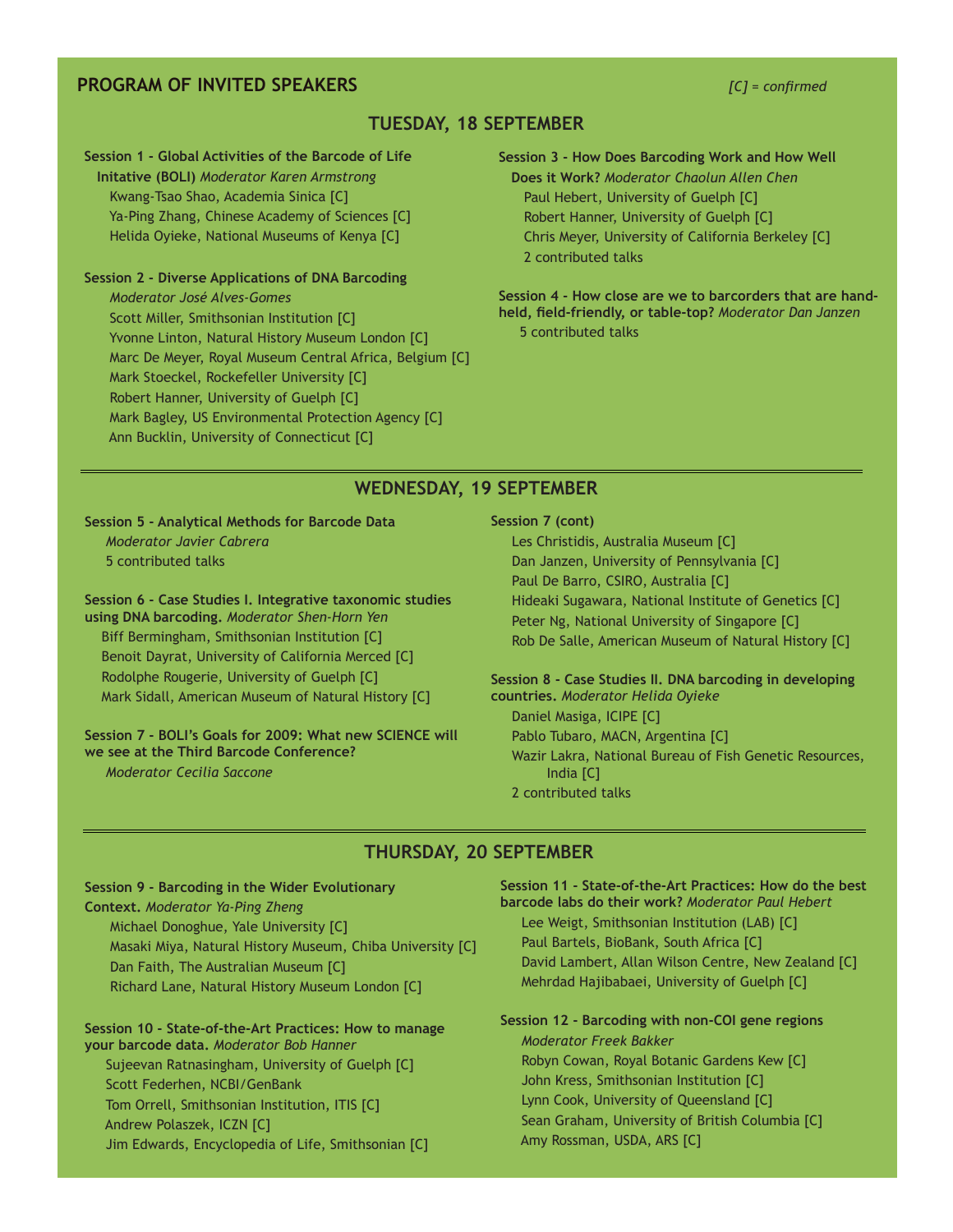## PROGRAM OF INVITED SPEAKERS

*[C] = confirmed*

### TUESDAY, 18 SEPTEMBER

**Session 1 - Global Activities of the Barcode of Life Initative (BOLI)** *Moderator Karen Armstrong*

- Kwang-Tsao Shao, Academia Sinica [C]
- Ya-Ping Zhang, Chinese Academy of Sciences [C]
- Helida Oyieke, National Museums of Kenya [C]

**Session 2 - Diverse Applications of DNA Barcoding**
*Moderator José Alves-Gomes*

- Scott Miller, Smithsonian Institution [C]
- Yvonne Linton, Natural History Museum London [C]
- Marc De Meyer, Royal Museum Central Africa, Belgium [C]
- Mark Stoeckel, Rockefeller University [C]
- Robert Hanner, University of Guelph [C]
- Mark Bagley, US Environmental Protection Agency [C]
- Ann Bucklin, University of Connecticut [C]

**Session 3 - How Does Barcoding Work and How Well Does it Work?** *Moderator Chaolun Allen Chen*

- Paul Hebert, University of Guelph [C]
- Robert Hanner, University of Guelph [C]
- Chris Meyer, University of California Berkeley [C]
- 2 contributed talks

**Session 4 - How close are we to barcorders that are hand-held, field-friendly, or table-top?** *Moderator Dan Janzen*

- 5 contributed talks

### WEDNESDAY, 19 SEPTEMBER

**Session 5 - Analytical Methods for Barcode Data**
*Moderator Javier Cabrera*

- 5 contributed talks

**Session 6 - Case Studies I. Integrative taxonomic studies using DNA barcoding.** *Moderator Shen-Horn Yen*

- Biff Bermingham, Smithsonian Institution [C]
- Benoit Dayrat, University of California Merced [C]
- Rodolphe Rougerie, University of Guelph [C]
- Mark Sidall, American Museum of Natural History [C]

**Session 7 - BOLI's Goals for 2009: What new SCIENCE will we see at the Third Barcode Conference?**
*Moderator Cecilia Saccone*

**Session 7 (cont)**

- Les Christidis, Australia Museum [C]
- Dan Janzen, University of Pennsylvania [C]
- Paul De Barro, CSIRO, Australia [C]
- Hideaki Sugawara, National Institute of Genetics [C]
- Peter Ng, National University of Singapore [C]
- Rob De Salle, American Museum of Natural History [C]

**Session 8 - Case Studies II. DNA barcoding in developing countries.** *Moderator Helida Oyieke*

- Daniel Masiga, ICIPE [C]
- Pablo Tubaro, MACN, Argentina [C]
- Wazir Lakra, National Bureau of Fish Genetic Resources, India [C]
- 2 contributed talks

### THURSDAY, 20 SEPTEMBER

**Session 9 - Barcoding in the Wider Evolutionary Context.** *Moderator Ya-Ping Zheng*

- Michael Donoghue, Yale University [C]
- Masaki Miya, Natural History Museum, Chiba University [C]
- Dan Faith, The Australian Museum [C]
- Richard Lane, Natural History Museum London [C]

**Session 10 - State-of-the-Art Practices: How to manage your barcode data.** *Moderator Bob Hanner*

- Sujeevan Ratnasingham, University of Guelph [C]
- Scott Federhen, NCBI/GenBank
- Tom Orrell, Smithsonian Institution, ITIS [C]
- Andrew Polaszek, ICZN [C]
- Jim Edwards, Encyclopedia of Life, Smithsonian [C]

**Session 11 - State-of-the-Art Practices: How do the best barcode labs do their work?** *Moderator Paul Hebert*

- Lee Weigt, Smithsonian Institution (LAB) [C]
- Paul Bartels, BioBank, South Africa [C]
- David Lambert, Allan Wilson Centre, New Zealand [C]
- Mehrdad Hajibabaei, University of Guelph [C]

**Session 12 - Barcoding with non-COI gene regions**
*Moderator Freek Bakker*

- Robyn Cowan, Royal Botanic Gardens Kew [C]
- John Kress, Smithsonian Institution [C]
- Lynn Cook, University of Queensland [C]
- Sean Graham, University of British Columbia [C]
- Amy Rossman, USDA, ARS [C]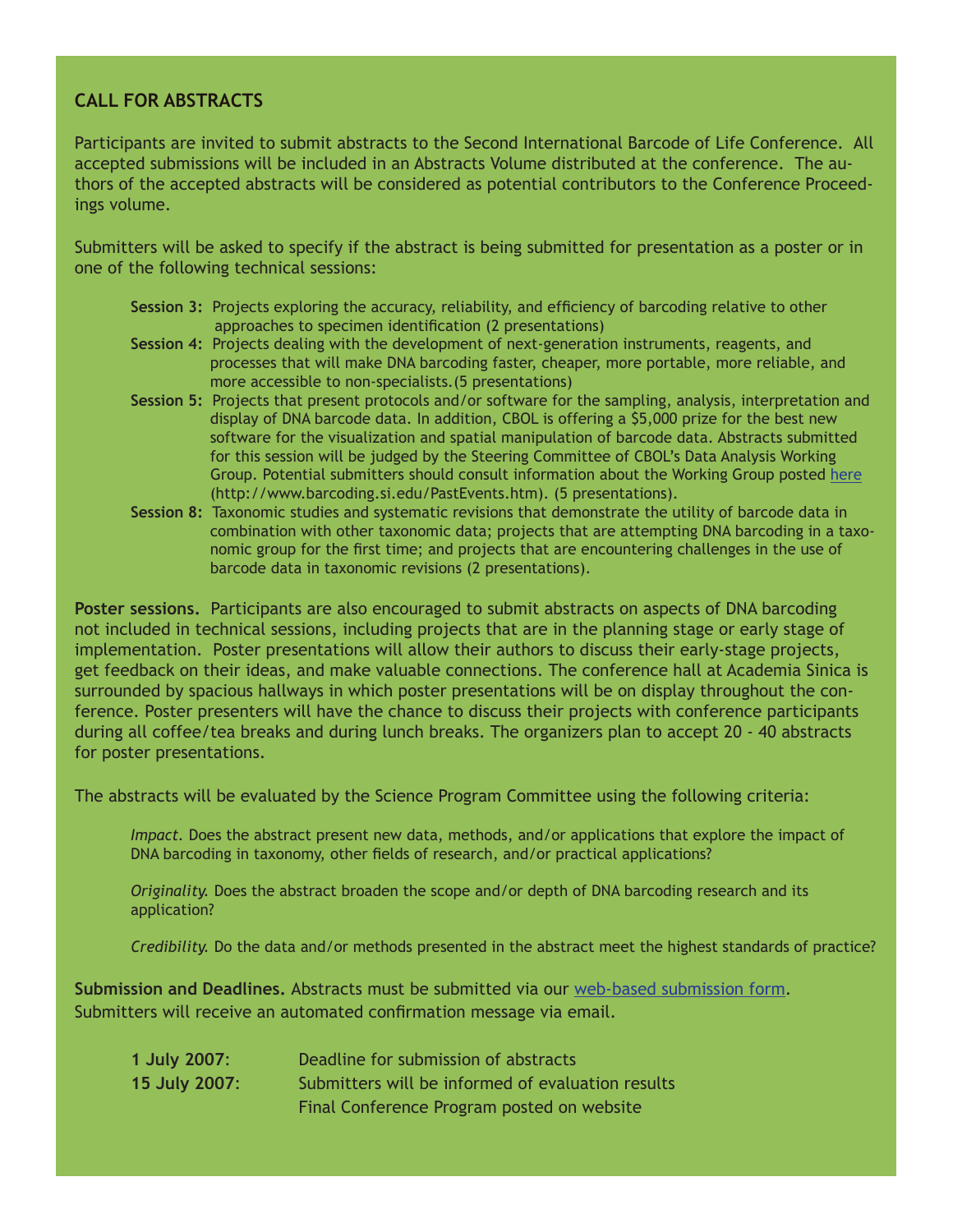## CALL FOR ABSTRACTS

Participants are invited to submit abstracts to the Second International Barcode of Life Conference. All accepted submissions will be included in an Abstracts Volume distributed at the conference. The authors of the accepted abstracts will be considered as potential contributors to the Conference Proceedings volume.

Submitters will be asked to specify if the abstract is being submitted for presentation as a poster or in one of the following technical sessions:

- **Session 3:** Projects exploring the accuracy, reliability, and efficiency of barcoding relative to other approaches to specimen identification (2 presentations)
- **Session 4:** Projects dealing with the development of next-generation instruments, reagents, and processes that will make DNA barcoding faster, cheaper, more portable, more reliable, and more accessible to non-specialists.(5 presentations)
- **Session 5:** Projects that present protocols and/or software for the sampling, analysis, interpretation and display of DNA barcode data. In addition, CBOL is offering a $5,000 prize for the best new software for the visualization and spatial manipulation of barcode data. Abstracts submitted for this session will be judged by the Steering Committee of CBOL's Data Analysis Working Group. Potential submitters should consult information about the Working Group posted here (http://www.barcoding.si.edu/PastEvents.htm). (5 presentations).
- **Session 8:** Taxonomic studies and systematic revisions that demonstrate the utility of barcode data in combination with other taxonomic data; projects that are attempting DNA barcoding in a taxonomic group for the first time; and projects that are encountering challenges in the use of barcode data in taxonomic revisions (2 presentations).

**Poster sessions.** Participants are also encouraged to submit abstracts on aspects of DNA barcoding not included in technical sessions, including projects that are in the planning stage or early stage of implementation. Poster presentations will allow their authors to discuss their early-stage projects, get feedback on their ideas, and make valuable connections. The conference hall at Academia Sinica is surrounded by spacious hallways in which poster presentations will be on display throughout the conference. Poster presenters will have the chance to discuss their projects with conference participants during all coffee/tea breaks and during lunch breaks. The organizers plan to accept 20 - 40 abstracts for poster presentations.

The abstracts will be evaluated by the Science Program Committee using the following criteria:

*Impact.* Does the abstract present new data, methods, and/or applications that explore the impact of DNA barcoding in taxonomy, other fields of research, and/or practical applications?

*Originality.* Does the abstract broaden the scope and/or depth of DNA barcoding research and its application?

*Credibility.* Do the data and/or methods presented in the abstract meet the highest standards of practice?

**Submission and Deadlines.** Abstracts must be submitted via our web-based submission form. Submitters will receive an automated confirmation message via email.

**1 July 2007**: Deadline for submission of abstracts

**15 July 2007**: Submitters will be informed of evaluation results
Final Conference Program posted on website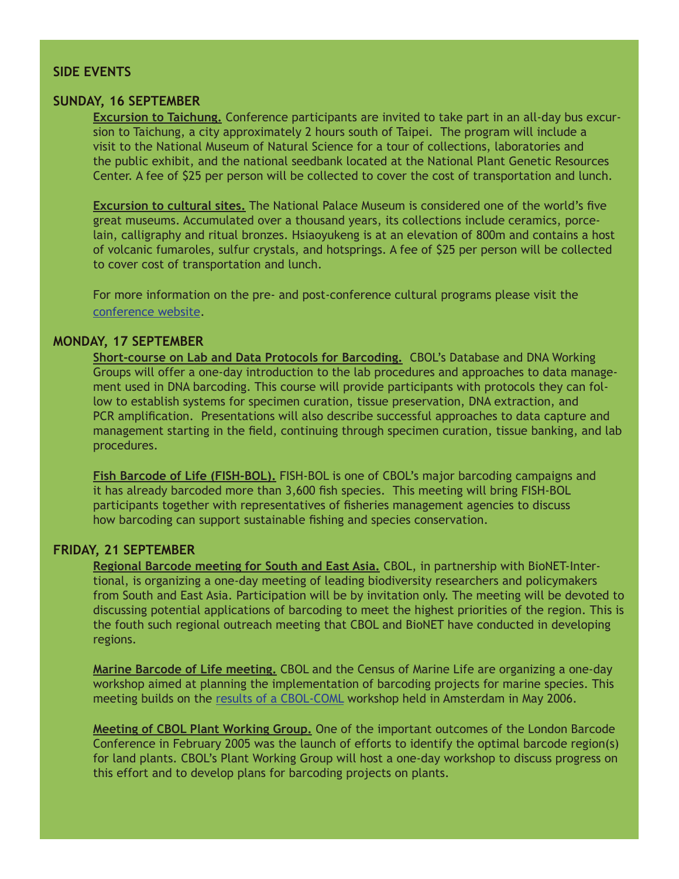## SIDE EVENTS

### SUNDAY, 16 SEPTEMBER

**Excursion to Taichung.** Conference participants are invited to take part in an all-day bus excursion to Taichung, a city approximately 2 hours south of Taipei. The program will include a visit to the National Museum of Natural Science for a tour of collections, laboratories and the public exhibit, and the national seedbank located at the National Plant Genetic Resources Center. A fee of $25 per person will be collected to cover the cost of transportation and lunch.

**Excursion to cultural sites.** The National Palace Museum is considered one of the world's five great museums. Accumulated over a thousand years, its collections include ceramics, porcelain, calligraphy and ritual bronzes. Hsiaoyukeng is at an elevation of 800m and contains a host of volcanic fumaroles, sulfur crystals, and hotsprings. A fee of $25 per person will be collected to cover cost of transportation and lunch.

For more information on the pre- and post-conference cultural programs please visit the conference website.

### MONDAY, 17 SEPTEMBER

**Short-course on Lab and Data Protocols for Barcoding.** CBOL's Database and DNA Working Groups will offer a one-day introduction to the lab procedures and approaches to data management used in DNA barcoding. This course will provide participants with protocols they can follow to establish systems for specimen curation, tissue preservation, DNA extraction, and PCR amplification. Presentations will also describe successful approaches to data capture and management starting in the field, continuing through specimen curation, tissue banking, and lab procedures.

**Fish Barcode of Life (FISH-BOL).** FISH-BOL is one of CBOL's major barcoding campaigns and it has already barcoded more than 3,600 fish species. This meeting will bring FISH-BOL participants together with representatives of fisheries management agencies to discuss how barcoding can support sustainable fishing and species conservation.

### FRIDAY, 21 SEPTEMBER

**Regional Barcode meeting for South and East Asia.** CBOL, in partnership with BioNET-International, is organizing a one-day meeting of leading biodiversity researchers and policymakers from South and East Asia. Participation will be by invitation only. The meeting will be devoted to discussing potential applications of barcoding to meet the highest priorities of the region. This is the fouth such regional outreach meeting that CBOL and BioNET have conducted in developing regions.

**Marine Barcode of Life meeting.** CBOL and the Census of Marine Life are organizing a one-day workshop aimed at planning the implementation of barcoding projects for marine species. This meeting builds on the results of a CBOL-COML workshop held in Amsterdam in May 2006.

**Meeting of CBOL Plant Working Group.** One of the important outcomes of the London Barcode Conference in February 2005 was the launch of efforts to identify the optimal barcode region(s) for land plants. CBOL's Plant Working Group will host a one-day workshop to discuss progress on this effort and to develop plans for barcoding projects on plants.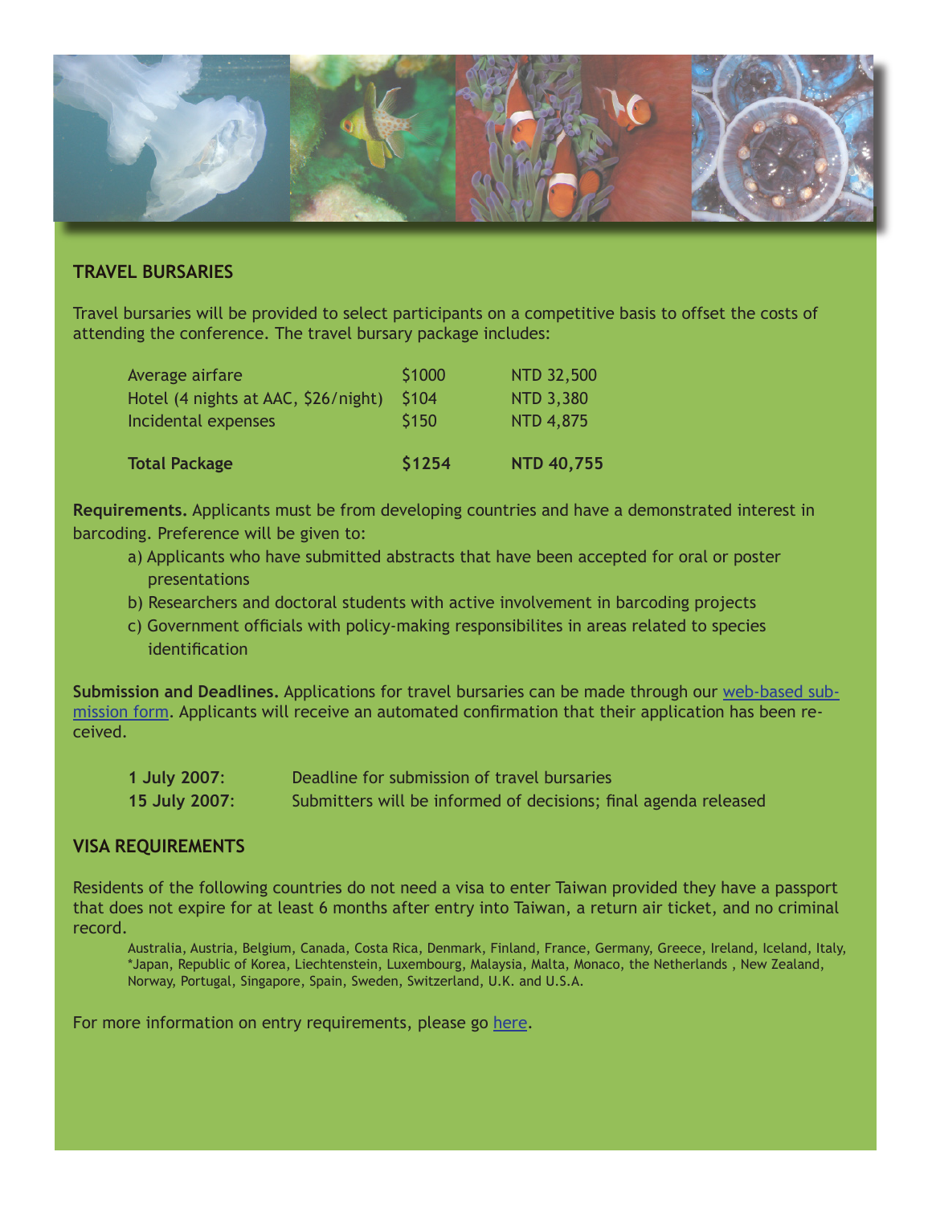## TRAVEL BURSARIES

Travel bursaries will be provided to select participants on a competitive basis to offset the costs of attending the conference. The travel bursary package includes:

| | | |
|---|---|---|
| Average airfare | $1000 | NTD 32,500 |
| Hotel (4 nights at AAC, $26/night) | $104 | NTD 3,380 |
| Incidental expenses | $150 | NTD 4,875 |
| **Total Package** | **$1254** | **NTD 40,755** |

**Requirements.** Applicants must be from developing countries and have a demonstrated interest in barcoding. Preference will be given to:

a) Applicants who have submitted abstracts that have been accepted for oral or poster presentations

b) Researchers and doctoral students with active involvement in barcoding projects

c) Government officials with policy-making responsibilites in areas related to species identification

**Submission and Deadlines.** Applications for travel bursaries can be made through our web-based submission form. Applicants will receive an automated confirmation that their application has been received.

| | |
|---|---|
| **1 July 2007**: | Deadline for submission of travel bursaries |
| **15 July 2007**: | Submitters will be informed of decisions; final agenda released |

## VISA REQUIREMENTS

Residents of the following countries do not need a visa to enter Taiwan provided they have a passport that does not expire for at least 6 months after entry into Taiwan, a return air ticket, and no criminal record.

Australia, Austria, Belgium, Canada, Costa Rica, Denmark, Finland, France, Germany, Greece, Ireland, Iceland, Italy, *Japan, Republic of Korea, Liechtenstein, Luxembourg, Malaysia, Malta, Monaco, the Netherlands , New Zealand, Norway, Portugal, Singapore, Spain, Sweden, Switzerland, U.K. and U.S.A.

For more information on entry requirements, please go here.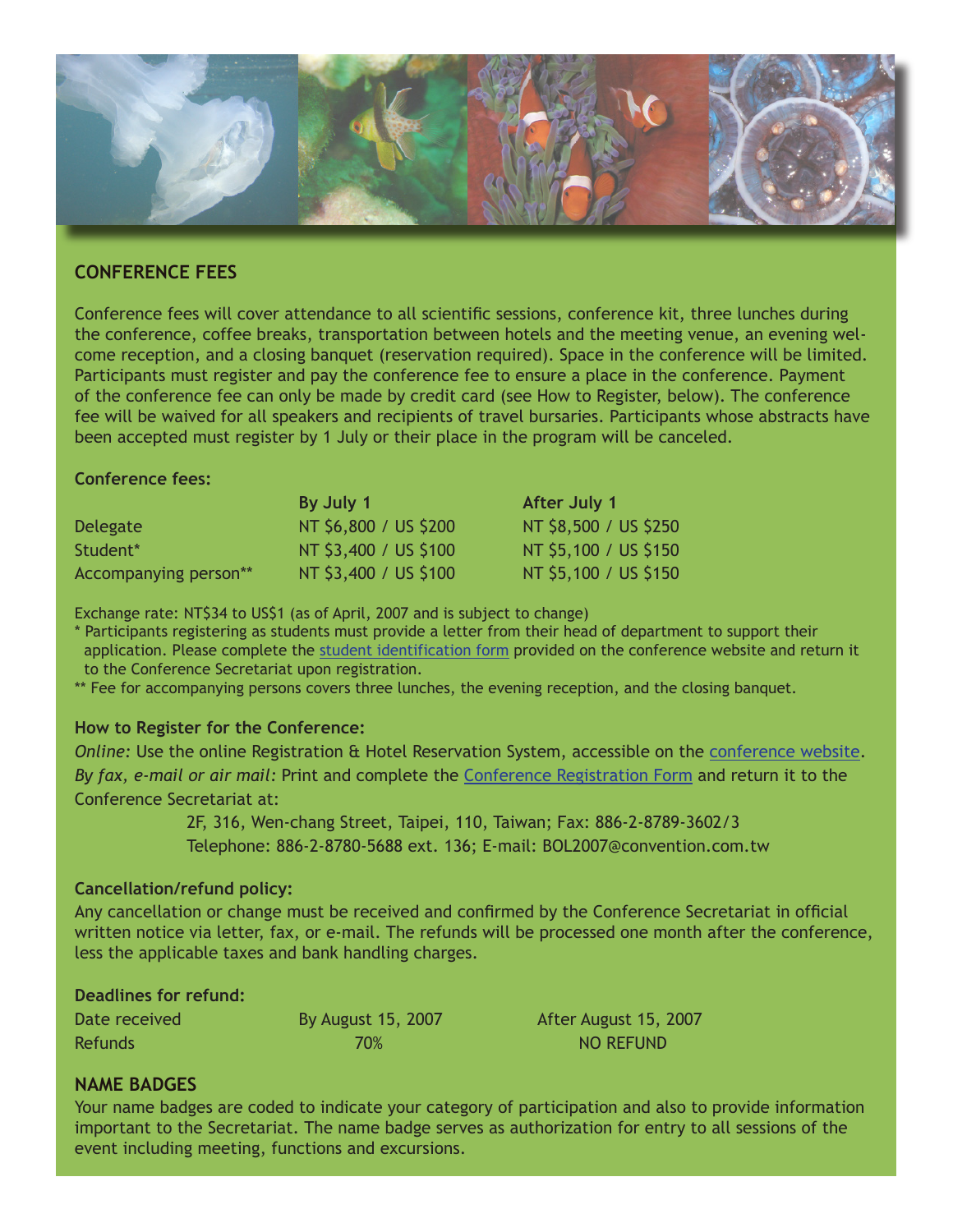## CONFERENCE FEES

Conference fees will cover attendance to all scientific sessions, conference kit, three lunches during the conference, coffee breaks, transportation between hotels and the meeting venue, an evening welcome reception, and a closing banquet (reservation required). Space in the conference will be limited. Participants must register and pay the conference fee to ensure a place in the conference. Payment of the conference fee can only be made by credit card (see How to Register, below). The conference fee will be waived for all speakers and recipients of travel bursaries. Participants whose abstracts have been accepted must register by 1 July or their place in the program will be canceled.

### Conference fees:

| | By July 1 | After July 1 |
|---|---|---|
| Delegate | NT $6,800 / US $200 | NT $8,500 / US $250 |
| Student* | NT $3,400 / US $100 | NT $5,100 / US $150 |
| Accompanying person** | NT $3,400 / US $100 | NT $5,100 / US $150 |

Exchange rate: NT$34 to US$1 (as of April, 2007 and is subject to change)

\* Participants registering as students must provide a letter from their head of department to support their application. Please complete the student identification form provided on the conference website and return it to the Conference Secretariat upon registration.

\** Fee for accompanying persons covers three lunches, the evening reception, and the closing banquet.

### How to Register for the Conference:

*Online:* Use the online Registration & Hotel Reservation System, accessible on the conference website.

*By fax, e-mail or air mail:* Print and complete the Conference Registration Form and return it to the Conference Secretariat at:

2F, 316, Wen-chang Street, Taipei, 110, Taiwan; Fax: 886-2-8789-3602/3
Telephone: 886-2-8780-5688 ext. 136; E-mail: BOL2007@convention.com.tw

### Cancellation/refund policy:

Any cancellation or change must be received and confirmed by the Conference Secretariat in official written notice via letter, fax, or e-mail. The refunds will be processed one month after the conference, less the applicable taxes and bank handling charges.

### Deadlines for refund:

| Date received | By August 15, 2007 | After August 15, 2007 |
|---|---|---|
| Refunds | 70% | NO REFUND |

## NAME BADGES

Your name badges are coded to indicate your category of participation and also to provide information important to the Secretariat. The name badge serves as authorization for entry to all sessions of the event including meeting, functions and excursions.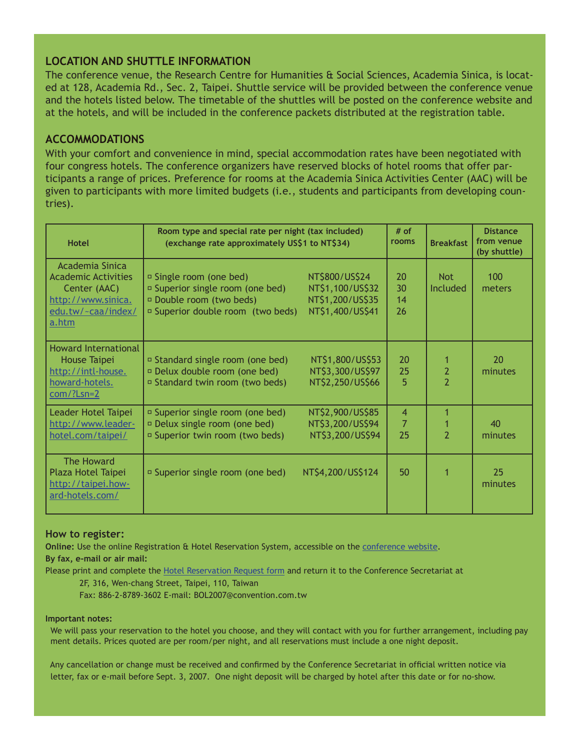## LOCATION AND SHUTTLE INFORMATION

The conference venue, the Research Centre for Humanities & Social Sciences, Academia Sinica, is located at 128, Academia Rd., Sec. 2, Taipei. Shuttle service will be provided between the conference venue and the hotels listed below. The timetable of the shuttles will be posted on the conference website and at the hotels, and will be included in the conference packets distributed at the registration table.

## ACCOMMODATIONS

With your comfort and convenience in mind, special accommodation rates have been negotiated with four congress hotels. The conference organizers have reserved blocks of hotel rooms that offer participants a range of prices. Preference for rooms at the Academia Sinica Activities Center (AAC) will be given to participants with more limited budgets (i.e., students and participants from developing countries).

| Hotel | Room type and special rate per night (tax included) (exchange rate approximately US$1 to NT$34) | | # of rooms | Breakfast | Distance from venue (by shuttle) |
|---|---|---|---|---|---|
| Academia Sinica Academic Activities Center (AAC) http://www.sinica.edu.tw/~caa/index/a.htm | ▫ Single room (one bed)<br>▫ Superior single room (one bed)<br>▫ Double room (two beds)<br>▫ Superior double room (two beds) | NT$800/US$24<br>NT$1,100/US$32<br>NT$1,200/US$35<br>NT$1,400/US$41 | 20<br>30<br>14<br>26 | Not Included | 100 meters |
| Howard International House Taipei http://intl-house.howard-hotels.com/?Lsn=2 | ▫ Standard single room (one bed)<br>▫ Delux double room (one bed)<br>▫ Standard twin room (two beds) | NT$1,800/US$53<br>NT$3,300/US$97<br>NT$2,250/US$66 | 20<br>25<br>5 | 1<br>2<br>2 | 20 minutes |
| Leader Hotel Taipei http://www.leader-hotel.com/taipei/ | ▫ Superior single room (one bed)<br>▫ Delux single room (one bed)<br>▫ Superior twin room (two beds) | NT$2,900/US$85<br>NT$3,200/US$94<br>NT$3,200/US$94 | 4<br>7<br>25 | 1<br>1<br>2 | 40 minutes |
| The Howard Plaza Hotel Taipei http://taipei.howard-hotels.com/ | ▫ Superior single room (one bed) | NT$4,200/US$124 | 50 | 1 | 25 minutes |

### How to register:

**Online:** Use the online Registration & Hotel Reservation System, accessible on the conference website.

**By fax, e-mail or air mail:**

Please print and complete the Hotel Reservation Request form and return it to the Conference Secretariat at

2F, 316, Wen-chang Street, Taipei, 110, Taiwan

Fax: 886-2-8789-3602 E-mail: BOL2007@convention.com.tw

**Important notes:**

We will pass your reservation to the hotel you choose, and they will contact with you for further arrangement, including payment details. Prices quoted are per room/per night, and all reservations must include a one night deposit.

Any cancellation or change must be received and confirmed by the Conference Secretariat in official written notice via letter, fax or e-mail before Sept. 3, 2007. One night deposit will be charged by hotel after this date or for no-show.